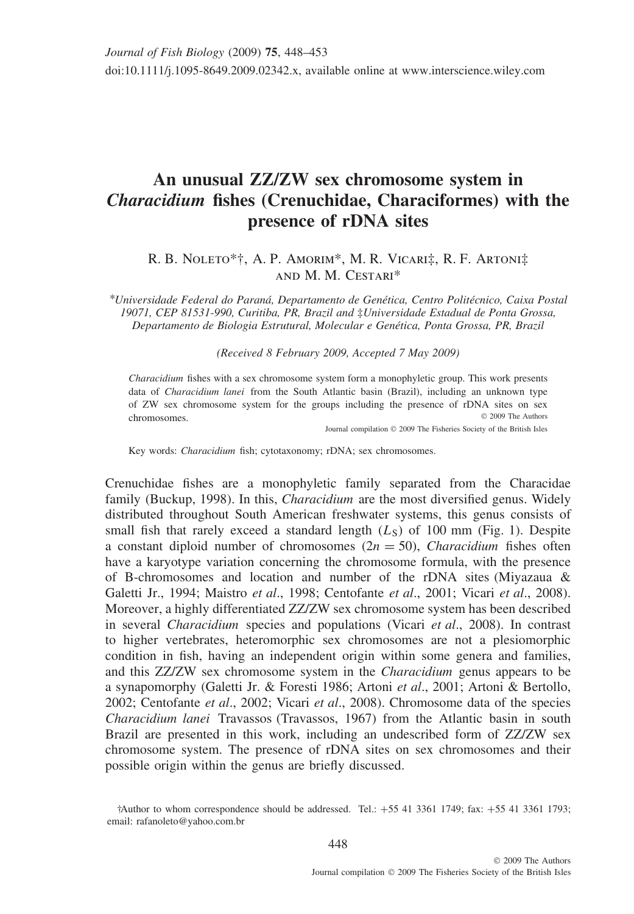# An unusual ZZ/ZW sex chromosome system in *Characidium* fishes (Crenuchidae, Characiformes) with the presence of rDNA sites

R. B. Noleto*†, A. P. Amorim*, M. R. Vicari‡, R. F. Artoni‡ and M. M. Cestari*

*Universidade Federal do Paraná, Departamento de Genética, Centro Politécnico, Caixa Postal 19071, CEP 81531-990, Curitiba, PR, Brazil and ‡Universidade Estadual de Ponta Grossa, Departamento de Biologia Estrutural, Molecular e Genética, Ponta Grossa, PR, Brazil*

*(Received 8 February 2009, Accepted 7 May 2009)*

*Characidium* fishes with a sex chromosome system form a monophyletic group. This work presents data of *Characidium lanei* from the South Atlantic basin (Brazil), including an unknown type of ZW sex chromosome system for the groups including the presence of rDNA sites on sex chromosomes.

© 2009 The Authors
Journal compilation © 2009 The Fisheries Society of the British Isles

Key words: *Characidium* fish; cytotaxonomy; rDNA; sex chromosomes.

Crenuchidae fishes are a monophyletic family separated from the Characidae family (Buckup, 1998). In this, *Characidium* are the most diversified genus. Widely distributed throughout South American freshwater systems, this genus consists of small fish that rarely exceed a standard length ($L_S$) of 100 mm (Fig. 1). Despite a constant diploid number of chromosomes ($2n = 50$), *Characidium* fishes often have a karyotype variation concerning the chromosome formula, with the presence of B-chromosomes and location and number of the rDNA sites (Miyazaua & Galetti Jr., 1994; Maistro *et al*., 1998; Centofante *et al*., 2001; Vicari *et al*., 2008). Moreover, a highly differentiated ZZ/ZW sex chromosome system has been described in several *Characidium* species and populations (Vicari *et al*., 2008). In contrast to higher vertebrates, heteromorphic sex chromosomes are not a plesiomorphic condition in fish, having an independent origin within some genera and families, and this ZZ/ZW sex chromosome system in the *Characidium* genus appears to be a synapomorphy (Galetti Jr. & Foresti 1986; Artoni *et al*., 2001; Artoni & Bertollo, 2002; Centofante *et al*., 2002; Vicari *et al*., 2008). Chromosome data of the species *Characidium lanei* Travassos (Travassos, 1967) from the Atlantic basin in south Brazil are presented in this work, including an undescribed form of ZZ/ZW sex chromosome system. The presence of rDNA sites on sex chromosomes and their possible origin within the genus are briefly discussed.

†Author to whom correspondence should be addressed. Tel.: +55 41 3361 1749; fax: +55 41 3361 1793; email: rafanoleto@yahoo.com.br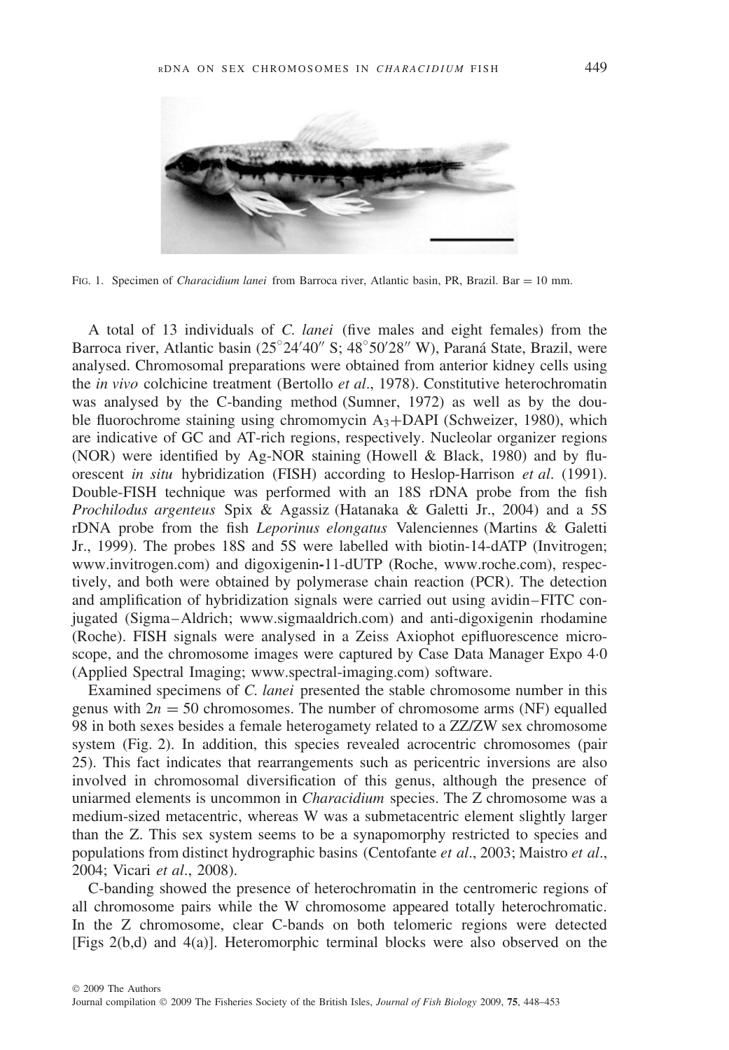FIG. 1. Specimen of *Characidium lanei* from Barroca river, Atlantic basin, PR, Brazil. Bar = 10 mm.

A total of 13 individuals of *C. lanei* (five males and eight females) from the Barroca river, Atlantic basin (25°24′40″ S; 48°50′28″ W), Paraná State, Brazil, were analysed. Chromosomal preparations were obtained from anterior kidney cells using the *in vivo* colchicine treatment (Bertollo *et al*., 1978). Constitutive heterochromatin was analysed by the C-banding method (Sumner, 1972) as well as by the double fluorochrome staining using chromomycin $A_3$+DAPI (Schweizer, 1980), which are indicative of GC and AT-rich regions, respectively. Nucleolar organizer regions (NOR) were identified by Ag-NOR staining (Howell & Black, 1980) and by fluorescent *in situ* hybridization (FISH) according to Heslop-Harrison *et al*. (1991). Double-FISH technique was performed with an 18S rDNA probe from the fish *Prochilodus argenteus* Spix & Agassiz (Hatanaka & Galetti Jr., 2004) and a 5S rDNA probe from the fish *Leporinus elongatus* Valenciennes (Martins & Galetti Jr., 1999). The probes 18S and 5S were labelled with biotin-14-dATP (Invitrogen; www.invitrogen.com) and digoxigenin-11-dUTP (Roche, www.roche.com), respectively, and both were obtained by polymerase chain reaction (PCR). The detection and amplification of hybridization signals were carried out using avidin–FITC conjugated (Sigma–Aldrich; www.sigmaaldrich.com) and anti-digoxigenin rhodamine (Roche). FISH signals were analysed in a Zeiss Axiophot epifluorescence microscope, and the chromosome images were captured by Case Data Manager Expo 4·0 (Applied Spectral Imaging; www.spectral-imaging.com) software.

Examined specimens of *C. lanei* presented the stable chromosome number in this genus with $2n = 50$ chromosomes. The number of chromosome arms (NF) equalled 98 in both sexes besides a female heterogamety related to a ZZ/ZW sex chromosome system (Fig. 2). In addition, this species revealed acrocentric chromosomes (pair 25). This fact indicates that rearrangements such as pericentric inversions are also involved in chromosomal diversification of this genus, although the presence of uniarmed elements is uncommon in *Characidium* species. The Z chromosome was a medium-sized metacentric, whereas W was a submetacentric element slightly larger than the Z. This sex system seems to be a synapomorphy restricted to species and populations from distinct hydrographic basins (Centofante *et al*., 2003; Maistro *et al*., 2004; Vicari *et al*., 2008).

C-banding showed the presence of heterochromatin in the centromeric regions of all chromosome pairs while the W chromosome appeared totally heterochromatic. In the Z chromosome, clear C-bands on both telomeric regions were detected [Figs 2(b,d) and 4(a)]. Heteromorphic terminal blocks were also observed on the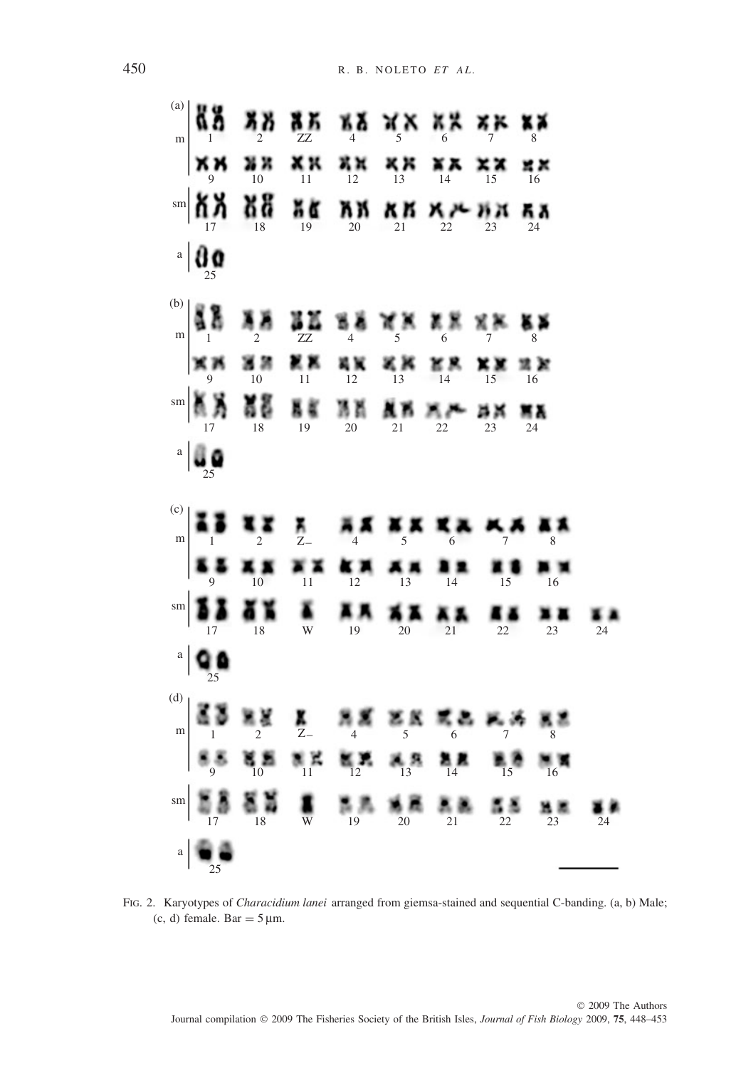FIG. 2. Karyotypes of *Characidium lanei* arranged from giemsa-stained and sequential C-banding. (a, b) Male; (c, d) female. Bar = 5 µm.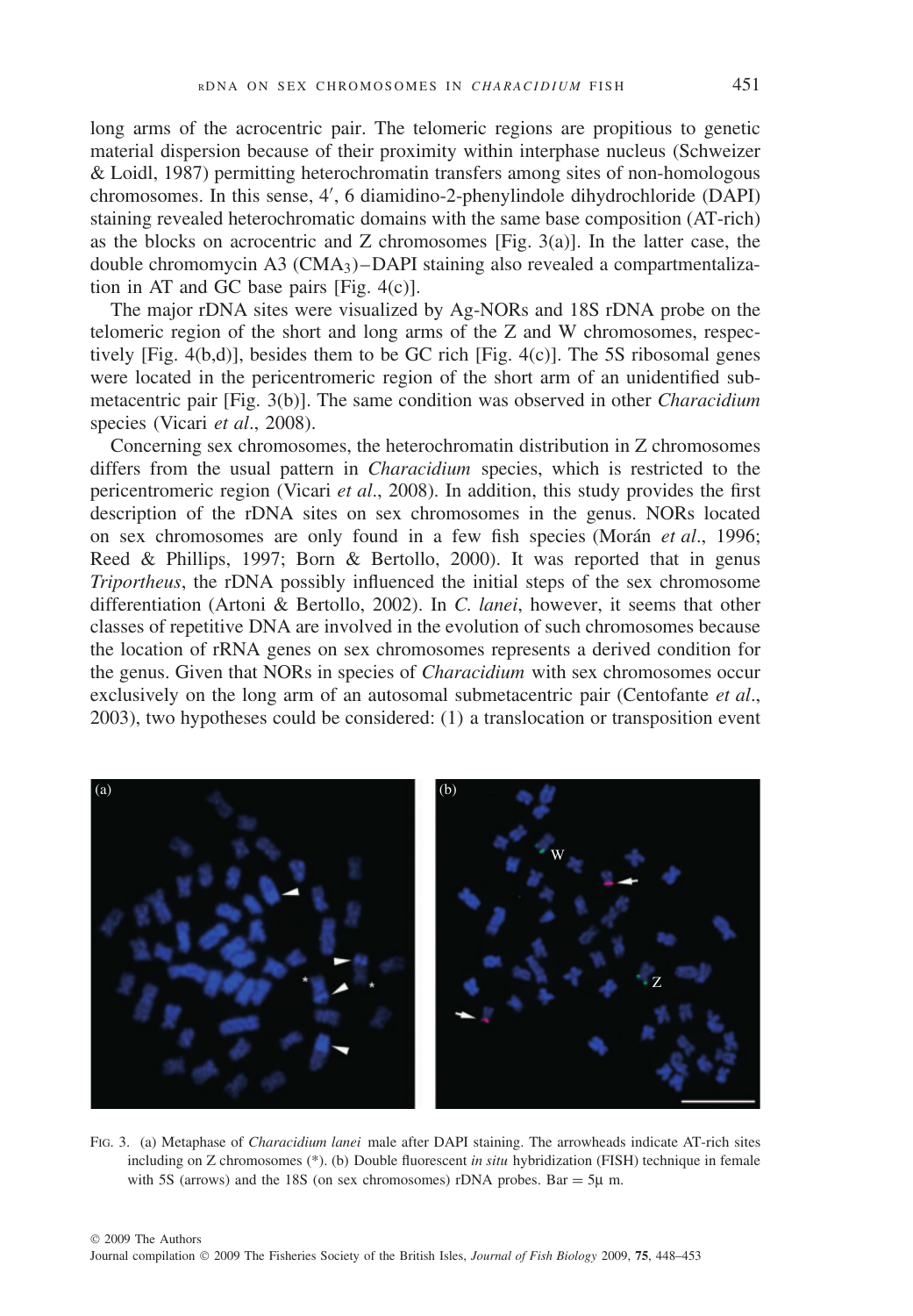long arms of the acrocentric pair. The telomeric regions are propitious to genetic material dispersion because of their proximity within interphase nucleus (Schweizer & Loidl, 1987) permitting heterochromatin transfers among sites of non-homologous chromosomes. In this sense, 4′, 6 diamidino-2-phenylindole dihydrochloride (DAPI) staining revealed heterochromatic domains with the same base composition (AT-rich) as the blocks on acrocentric and Z chromosomes [Fig. 3(a)]. In the latter case, the double chromomycin A3 ($CMA_3$)–DAPI staining also revealed a compartmentalization in AT and GC base pairs [Fig. 4(c)].

The major rDNA sites were visualized by Ag-NORs and 18S rDNA probe on the telomeric region of the short and long arms of the Z and W chromosomes, respectively [Fig. 4(b,d)], besides them to be GC rich [Fig. 4(c)]. The 5S ribosomal genes were located in the pericentromeric region of the short arm of an unidentified submetacentric pair [Fig. 3(b)]. The same condition was observed in other *Characidium* species (Vicari *et al*., 2008).

Concerning sex chromosomes, the heterochromatin distribution in Z chromosomes differs from the usual pattern in *Characidium* species, which is restricted to the pericentromeric region (Vicari *et al*., 2008). In addition, this study provides the first description of the rDNA sites on sex chromosomes in the genus. NORs located on sex chromosomes are only found in a few fish species (Morán *et al*., 1996; Reed & Phillips, 1997; Born & Bertollo, 2000). It was reported that in genus *Triportheus*, the rDNA possibly influenced the initial steps of the sex chromosome differentiation (Artoni & Bertollo, 2002). In *C. lanei*, however, it seems that other classes of repetitive DNA are involved in the evolution of such chromosomes because the location of rRNA genes on sex chromosomes represents a derived condition for the genus. Given that NORs in species of *Characidium* with sex chromosomes occur exclusively on the long arm of an autosomal submetacentric pair (Centofante *et al*., 2003), two hypotheses could be considered: (1) a translocation or transposition event

FIG. 3. (a) Metaphase of *Characidium lanei* male after DAPI staining. The arrowheads indicate AT-rich sites including on Z chromosomes (*). (b) Double fluorescent *in situ* hybridization (FISH) technique in female with 5S (arrows) and the 18S (on sex chromosomes) rDNA probes. Bar = 5μ m.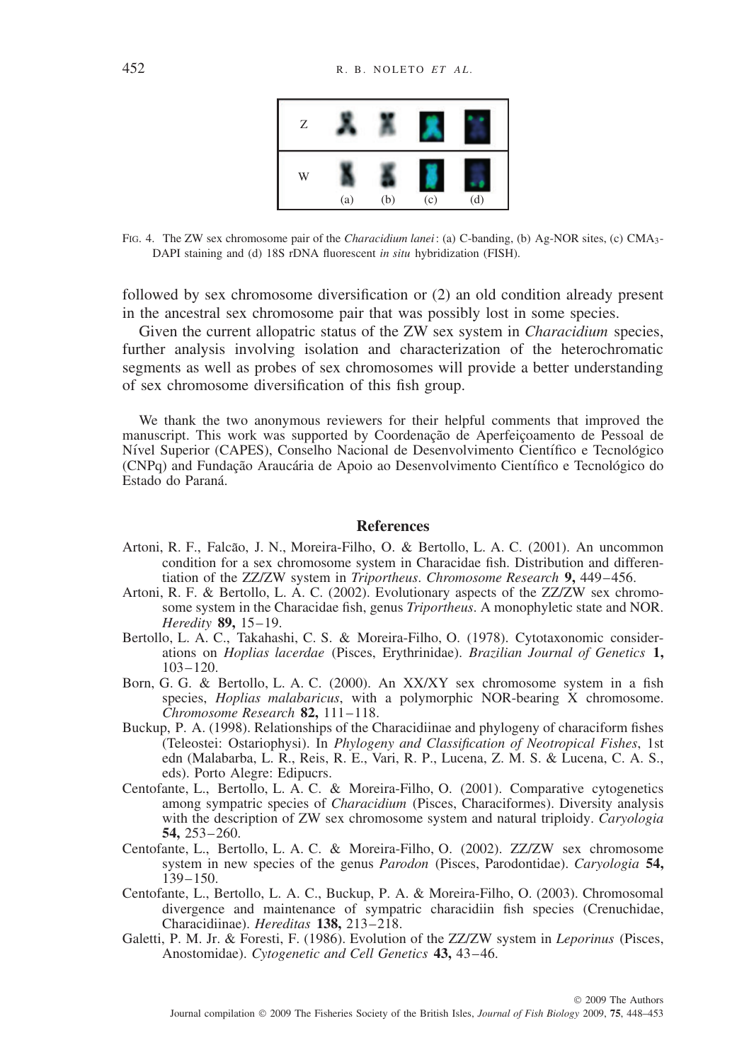FIG. 4. The ZW sex chromosome pair of the *Characidium lanei*: (a) C-banding, (b) Ag-NOR sites, (c) $CMA_3$-DAPI staining and (d) 18S rDNA fluorescent *in situ* hybridization (FISH).

followed by sex chromosome diversification or (2) an old condition already present in the ancestral sex chromosome pair that was possibly lost in some species.

Given the current allopatric status of the ZW sex system in *Characidium* species, further analysis involving isolation and characterization of the heterochromatic segments as well as probes of sex chromosomes will provide a better understanding of sex chromosome diversification of this fish group.

We thank the two anonymous reviewers for their helpful comments that improved the manuscript. This work was supported by Coordenação de Aperfeiçoamento de Pessoal de Nível Superior (CAPES), Conselho Nacional de Desenvolvimento Científico e Tecnológico (CNPq) and Fundação Araucária de Apoio ao Desenvolvimento Científico e Tecnológico do Estado do Paraná.

## References

Artoni, R. F., Falcão, J. N., Moreira-Filho, O. & Bertollo, L. A. C. (2001). An uncommon condition for a sex chromosome system in Characidae fish. Distribution and differentiation of the ZZ/ZW system in *Triportheus*. *Chromosome Research* **9,** 449–456.

Artoni, R. F. & Bertollo, L. A. C. (2002). Evolutionary aspects of the ZZ/ZW sex chromosome system in the Characidae fish, genus *Triportheus*. A monophyletic state and NOR. *Heredity* **89,** 15–19.

Bertollo, L. A. C., Takahashi, C. S. & Moreira-Filho, O. (1978). Cytotaxonomic considerations on *Hoplias lacerdae* (Pisces, Erythrinidae). *Brazilian Journal of Genetics* **1,** 103–120.

Born, G. G. & Bertollo, L. A. C. (2000). An XX/XY sex chromosome system in a fish species, *Hoplias malabaricus*, with a polymorphic NOR-bearing X chromosome. *Chromosome Research* **82,** 111–118.

Buckup, P. A. (1998). Relationships of the Characidiinae and phylogeny of characiform fishes (Teleostei: Ostariophysi). In *Phylogeny and Classification of Neotropical Fishes*, 1st edn (Malabarba, L. R., Reis, R. E., Vari, R. P., Lucena, Z. M. S. & Lucena, C. A. S., eds). Porto Alegre: Edipucrs.

Centofante, L., Bertollo, L. A. C. & Moreira-Filho, O. (2001). Comparative cytogenetics among sympatric species of *Characidium* (Pisces, Characiformes). Diversity analysis with the description of ZW sex chromosome system and natural triploidy. *Caryologia* **54,** 253–260.

Centofante, L., Bertollo, L. A. C. & Moreira-Filho, O. (2002). ZZ/ZW sex chromosome system in new species of the genus *Parodon* (Pisces, Parodontidae). *Caryologia* **54,** 139–150.

Centofante, L., Bertollo, L. A. C., Buckup, P. A. & Moreira-Filho, O. (2003). Chromosomal divergence and maintenance of sympatric characidiin fish species (Crenuchidae, Characidiinae). *Hereditas* **138,** 213–218.

Galetti, P. M. Jr. & Foresti, F. (1986). Evolution of the ZZ/ZW system in *Leporinus* (Pisces, Anostomidae). *Cytogenetic and Cell Genetics* **43,** 43–46.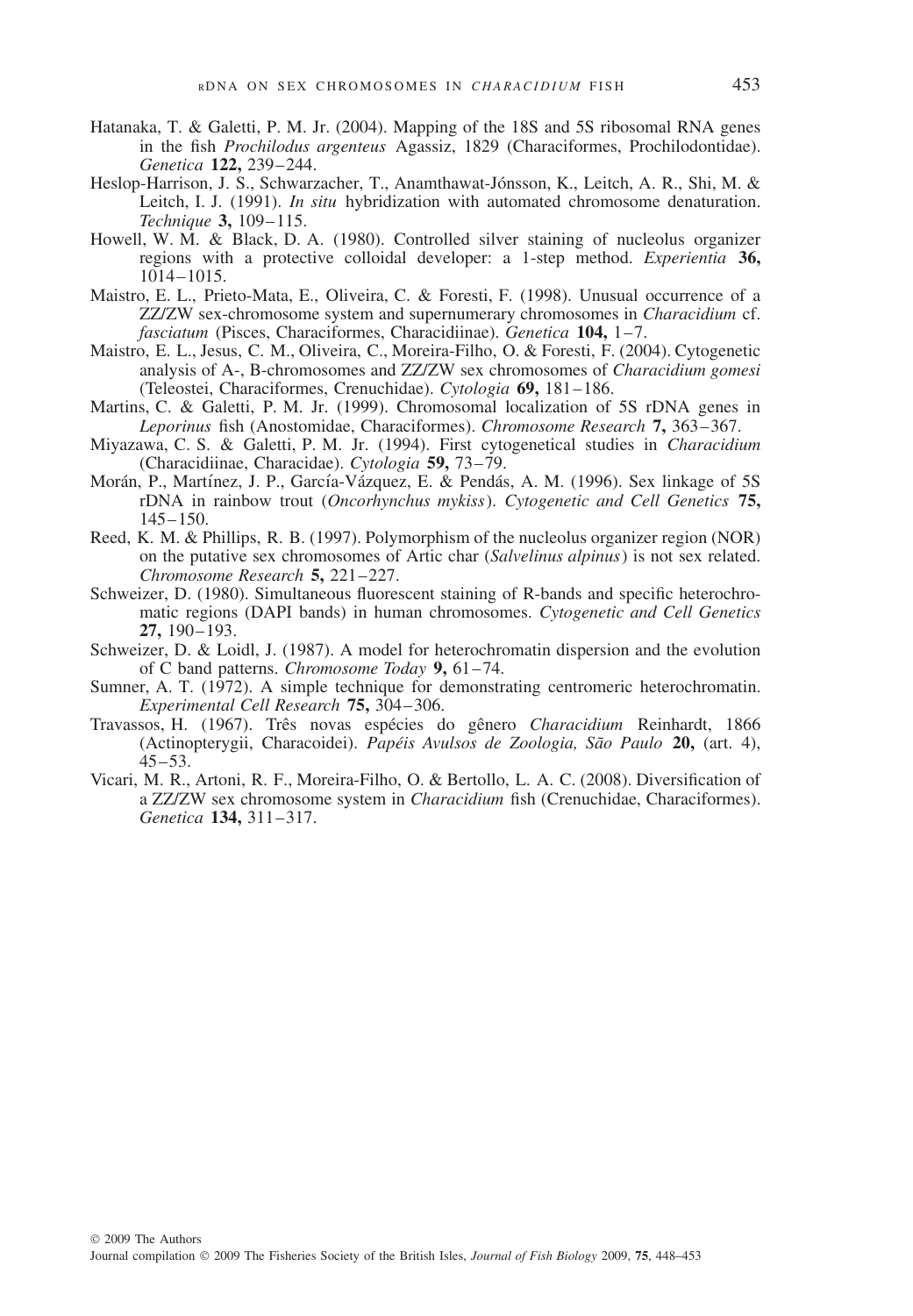Hatanaka, T. & Galetti, P. M. Jr. (2004). Mapping of the 18S and 5S ribosomal RNA genes in the fish *Prochilodus argenteus* Agassiz, 1829 (Characiformes, Prochilodontidae). *Genetica* **122,** 239–244.

Heslop-Harrison, J. S., Schwarzacher, T., Anamthawat-Jónsson, K., Leitch, A. R., Shi, M. & Leitch, I. J. (1991). *In situ* hybridization with automated chromosome denaturation. *Technique* **3,** 109–115.

Howell, W. M. & Black, D. A. (1980). Controlled silver staining of nucleolus organizer regions with a protective colloidal developer: a 1-step method. *Experientia* **36,** 1014–1015.

Maistro, E. L., Prieto-Mata, E., Oliveira, C. & Foresti, F. (1998). Unusual occurrence of a ZZ/ZW sex-chromosome system and supernumerary chromosomes in *Characidium* cf. *fasciatum* (Pisces, Characiformes, Characidiinae). *Genetica* **104,** 1–7.

Maistro, E. L., Jesus, C. M., Oliveira, C., Moreira-Filho, O. & Foresti, F. (2004). Cytogenetic analysis of A-, B-chromosomes and ZZ/ZW sex chromosomes of *Characidium gomesi* (Teleostei, Characiformes, Crenuchidae). *Cytologia* **69,** 181–186.

Martins, C. & Galetti, P. M. Jr. (1999). Chromosomal localization of 5S rDNA genes in *Leporinus* fish (Anostomidae, Characiformes). *Chromosome Research* **7,** 363–367.

Miyazawa, C. S. & Galetti, P. M. Jr. (1994). First cytogenetical studies in *Characidium* (Characidiinae, Characidae). *Cytologia* **59,** 73–79.

Morán, P., Martínez, J. P., García-Vázquez, E. & Pendás, A. M. (1996). Sex linkage of 5S rDNA in rainbow trout (*Oncorhynchus mykiss*). *Cytogenetic and Cell Genetics* **75,** 145–150.

Reed, K. M. & Phillips, R. B. (1997). Polymorphism of the nucleolus organizer region (NOR) on the putative sex chromosomes of Artic char (*Salvelinus alpinus*) is not sex related. *Chromosome Research* **5,** 221–227.

Schweizer, D. (1980). Simultaneous fluorescent staining of R-bands and specific heterochromatic regions (DAPI bands) in human chromosomes. *Cytogenetic and Cell Genetics* **27,** 190–193.

Schweizer, D. & Loidl, J. (1987). A model for heterochromatin dispersion and the evolution of C band patterns. *Chromosome Today* **9,** 61–74.

Sumner, A. T. (1972). A simple technique for demonstrating centromeric heterochromatin. *Experimental Cell Research* **75,** 304–306.

Travassos, H. (1967). Três novas espécies do gênero *Characidium* Reinhardt, 1866 (Actinopterygii, Characoidei). *Papéis Avulsos de Zoologia, São Paulo* **20,** (art. 4), 45–53.

Vicari, M. R., Artoni, R. F., Moreira-Filho, O. & Bertollo, L. A. C. (2008). Diversification of a ZZ/ZW sex chromosome system in *Characidium* fish (Crenuchidae, Characiformes). *Genetica* **134,** 311–317.